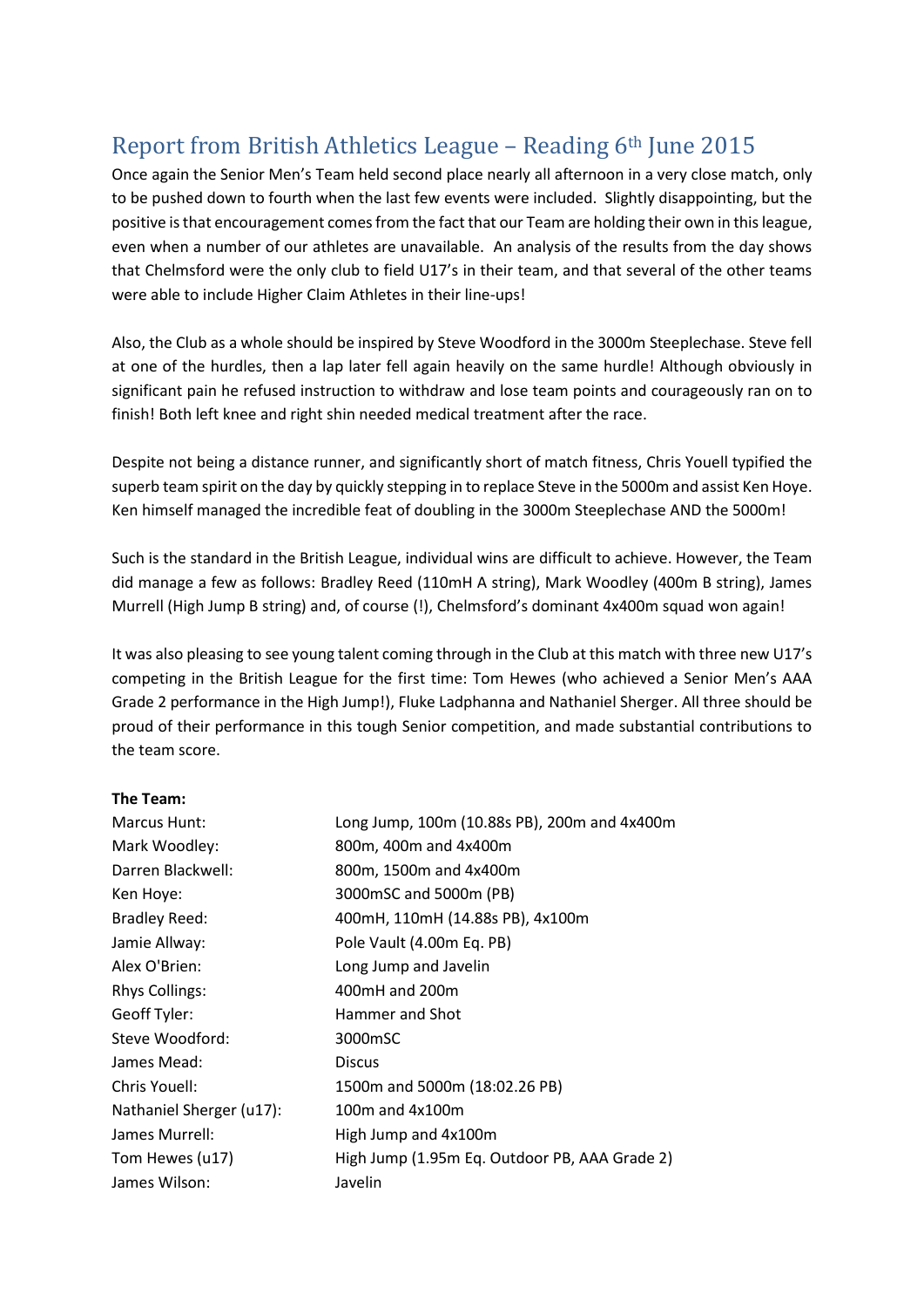# Report from British Athletics League – Reading 6th June 2015

Once again the Senior Men's Team held second place nearly all afternoon in a very close match, only to be pushed down to fourth when the last few events were included. Slightly disappointing, but the positive is that encouragement comes from the fact that our Team are holding their own in this league, even when a number of our athletes are unavailable. An analysis of the results from the day shows that Chelmsford were the only club to field U17's in their team, and that several of the other teams were able to include Higher Claim Athletes in their line-ups!

Also, the Club as a whole should be inspired by Steve Woodford in the 3000m Steeplechase. Steve fell at one of the hurdles, then a lap later fell again heavily on the same hurdle! Although obviously in significant pain he refused instruction to withdraw and lose team points and courageously ran on to finish! Both left knee and right shin needed medical treatment after the race.

Despite not being a distance runner, and significantly short of match fitness, Chris Youell typified the superb team spirit on the day by quickly stepping in to replace Steve in the 5000m and assist Ken Hoye. Ken himself managed the incredible feat of doubling in the 3000m Steeplechase AND the 5000m!

Such is the standard in the British League, individual wins are difficult to achieve. However, the Team did manage a few as follows: Bradley Reed (110mH A string), Mark Woodley (400m B string), James Murrell (High Jump B string) and, of course (!), Chelmsford's dominant 4x400m squad won again!

It was also pleasing to see young talent coming through in the Club at this match with three new U17's competing in the British League for the first time: Tom Hewes (who achieved a Senior Men's AAA Grade 2 performance in the High Jump!), Fluke Ladphanna and Nathaniel Sherger. All three should be proud of their performance in this tough Senior competition, and made substantial contributions to the team score.

**The Team:**

| | |
|---|---|
| Marcus Hunt: | Long Jump, 100m (10.88s PB), 200m and 4x400m |
| Mark Woodley: | 800m, 400m and 4x400m |
| Darren Blackwell: | 800m, 1500m and 4x400m |
| Ken Hoye: | 3000mSC and 5000m (PB) |
| Bradley Reed: | 400mH, 110mH (14.88s PB), 4x100m |
| Jamie Allway: | Pole Vault (4.00m Eq. PB) |
| Alex O'Brien: | Long Jump and Javelin |
| Rhys Collings: | 400mH and 200m |
| Geoff Tyler: | Hammer and Shot |
| Steve Woodford: | 3000mSC |
| James Mead: | Discus |
| Chris Youell: | 1500m and 5000m (18:02.26 PB) |
| Nathaniel Sherger (u17): | 100m and 4x100m |
| James Murrell: | High Jump and 4x100m |
| Tom Hewes (u17) | High Jump (1.95m Eq. Outdoor PB, AAA Grade 2) |
| James Wilson: | Javelin |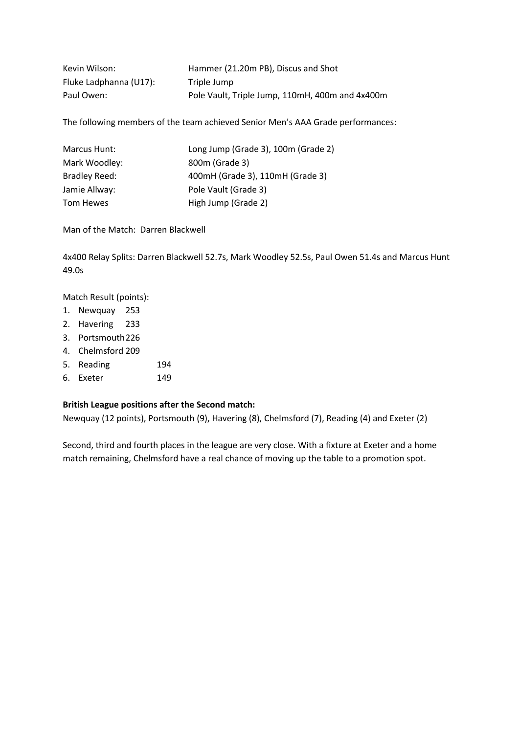| | |
|---|---|
| Kevin Wilson: | Hammer (21.20m PB), Discus and Shot |
| Fluke Ladphanna (U17): | Triple Jump |
| Paul Owen: | Pole Vault, Triple Jump, 110mH, 400m and 4x400m |

The following members of the team achieved Senior Men's AAA Grade performances:

| | |
|---|---|
| Marcus Hunt: | Long Jump (Grade 3), 100m (Grade 2) |
| Mark Woodley: | 800m (Grade 3) |
| Bradley Reed: | 400mH (Grade 3), 110mH (Grade 3) |
| Jamie Allway: | Pole Vault (Grade 3) |
| Tom Hewes | High Jump (Grade 2) |

Man of the Match: Darren Blackwell

4x400 Relay Splits: Darren Blackwell 52.7s, Mark Woodley 52.5s, Paul Owen 51.4s and Marcus Hunt 49.0s

Match Result (points):

1. Newquay 253
2. Havering 233
3. Portsmouth 226
4. Chelmsford 209
5. Reading 194
6. Exeter 149

**British League positions after the Second match:**
Newquay (12 points), Portsmouth (9), Havering (8), Chelmsford (7), Reading (4) and Exeter (2)

Second, third and fourth places in the league are very close. With a fixture at Exeter and a home match remaining, Chelmsford have a real chance of moving up the table to a promotion spot.